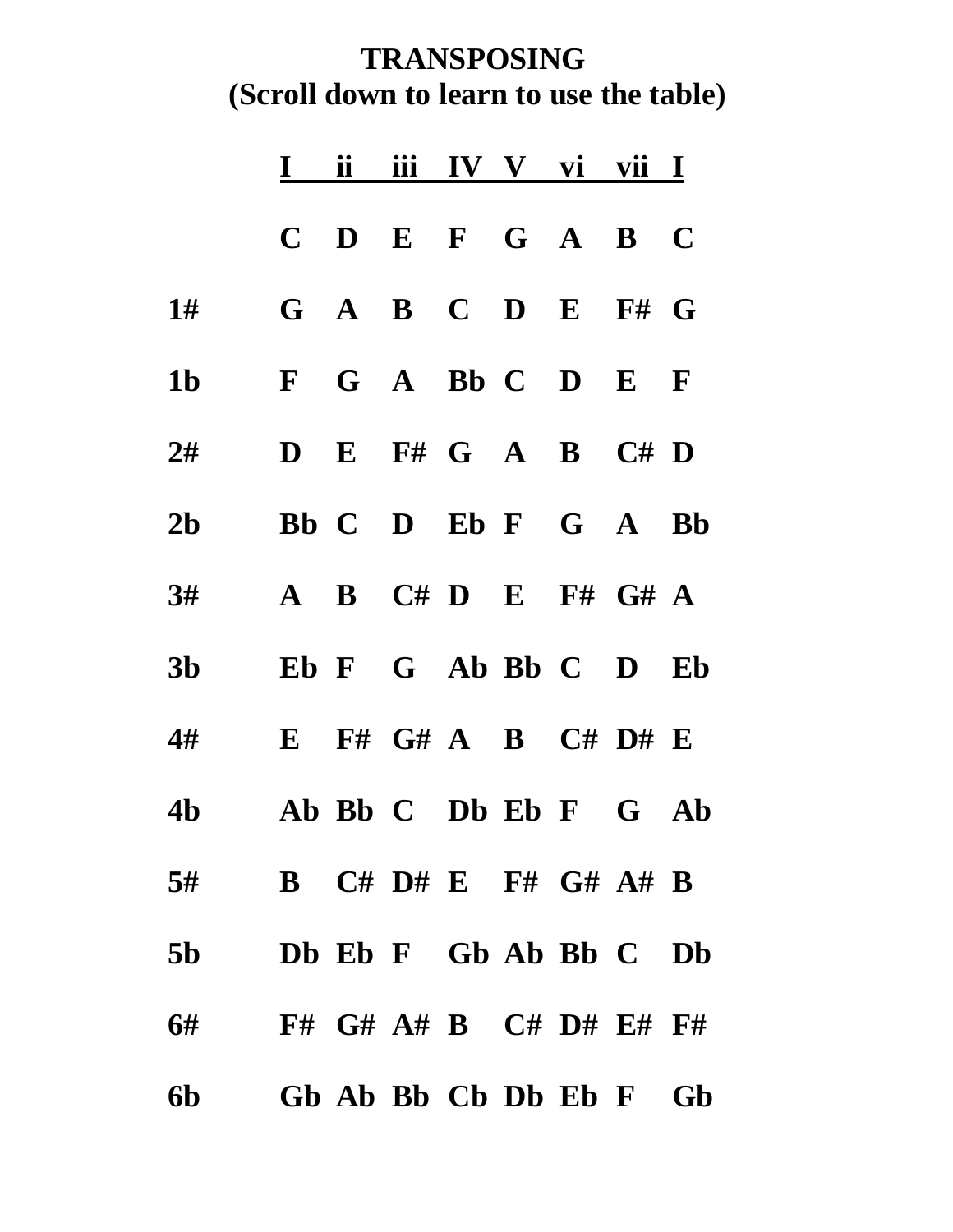# TRANSPOSING
## (Scroll down to learn to use the table)

| | I | ii | iii | IV | V | vi | vii | I |
|---|---|---|---|---|---|---|---|---|
| | C | D | E | F | G | A | B | C |
| 1# | G | A | B | C | D | E | F# | G |
| 1b | F | G | A | Bb | C | D | E | F |
| 2# | D | E | F# | G | A | B | C# | D |
| 2b | Bb | C | D | Eb | F | G | A | Bb |
| 3# | A | B | C# | D | E | F# | G# | A |
| 3b | Eb | F | G | Ab | Bb | C | D | Eb |
| 4# | E | F# | G# | A | B | C# | D# | E |
| 4b | Ab | Bb | C | Db | Eb | F | G | Ab |
| 5# | B | C# | D# | E | F# | G# | A# | B |
| 5b | Db | Eb | F | Gb | Ab | Bb | C | Db |
| 6# | F# | G# | A# | B | C# | D# | E# | F# |
| 6b | Gb | Ab | Bb | Cb | Db | Eb | F | Gb |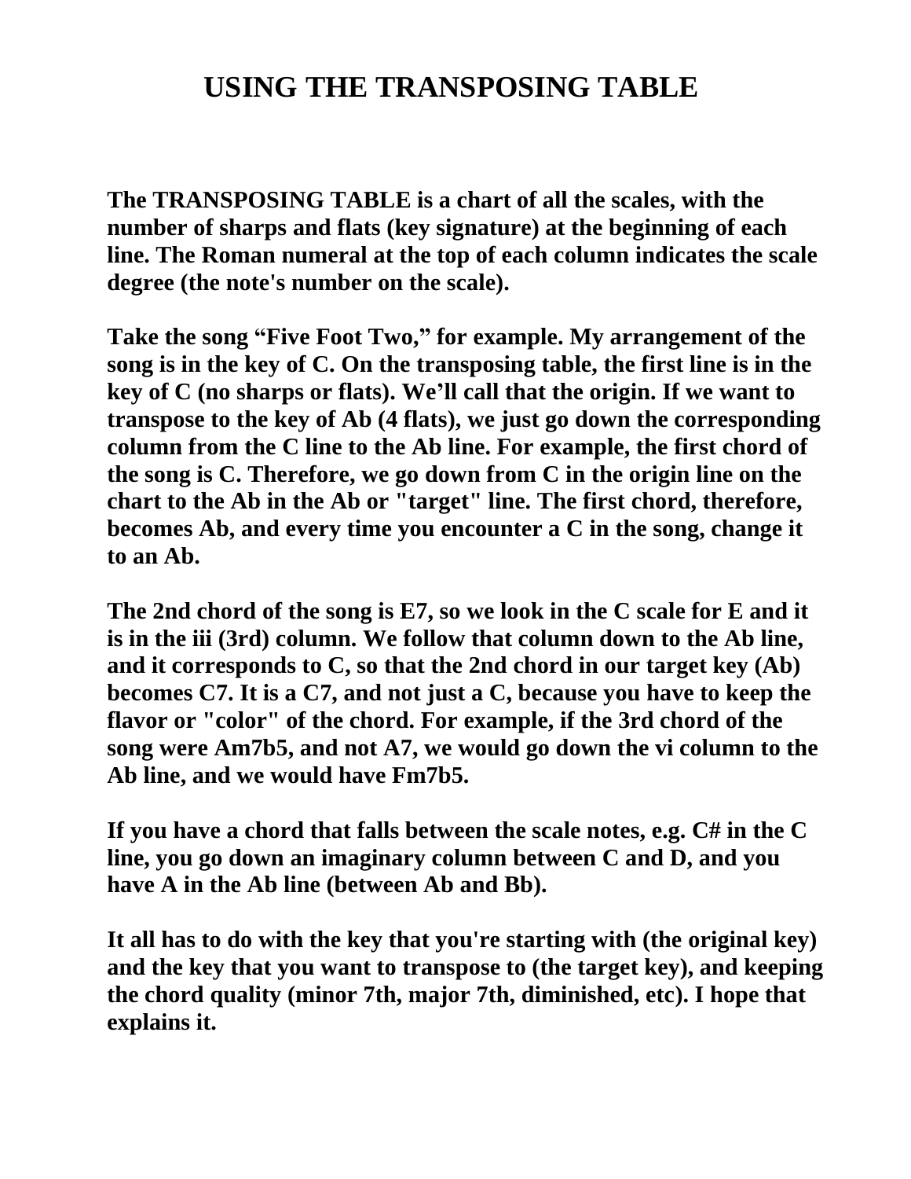# USING THE TRANSPOSING TABLE

**The TRANSPOSING TABLE is a chart of all the scales, with the number of sharps and flats (key signature) at the beginning of each line. The Roman numeral at the top of each column indicates the scale degree (the note's number on the scale).**

**Take the song "Five Foot Two," for example. My arrangement of the song is in the key of C. On the transposing table, the first line is in the key of C (no sharps or flats). We'll call that the origin. If we want to transpose to the key of Ab (4 flats), we just go down the corresponding column from the C line to the Ab line. For example, the first chord of the song is C. Therefore, we go down from C in the origin line on the chart to the Ab in the Ab or "target" line. The first chord, therefore, becomes Ab, and every time you encounter a C in the song, change it to an Ab.**

**The 2nd chord of the song is E7, so we look in the C scale for E and it is in the iii (3rd) column. We follow that column down to the Ab line, and it corresponds to C, so that the 2nd chord in our target key (Ab) becomes C7. It is a C7, and not just a C, because you have to keep the flavor or "color" of the chord. For example, if the 3rd chord of the song were Am7b5, and not A7, we would go down the vi column to the Ab line, and we would have Fm7b5.**

**If you have a chord that falls between the scale notes, e.g. C# in the C line, you go down an imaginary column between C and D, and you have A in the Ab line (between Ab and Bb).**

**It all has to do with the key that you're starting with (the original key) and the key that you want to transpose to (the target key), and keeping the chord quality (minor 7th, major 7th, diminished, etc). I hope that explains it.**